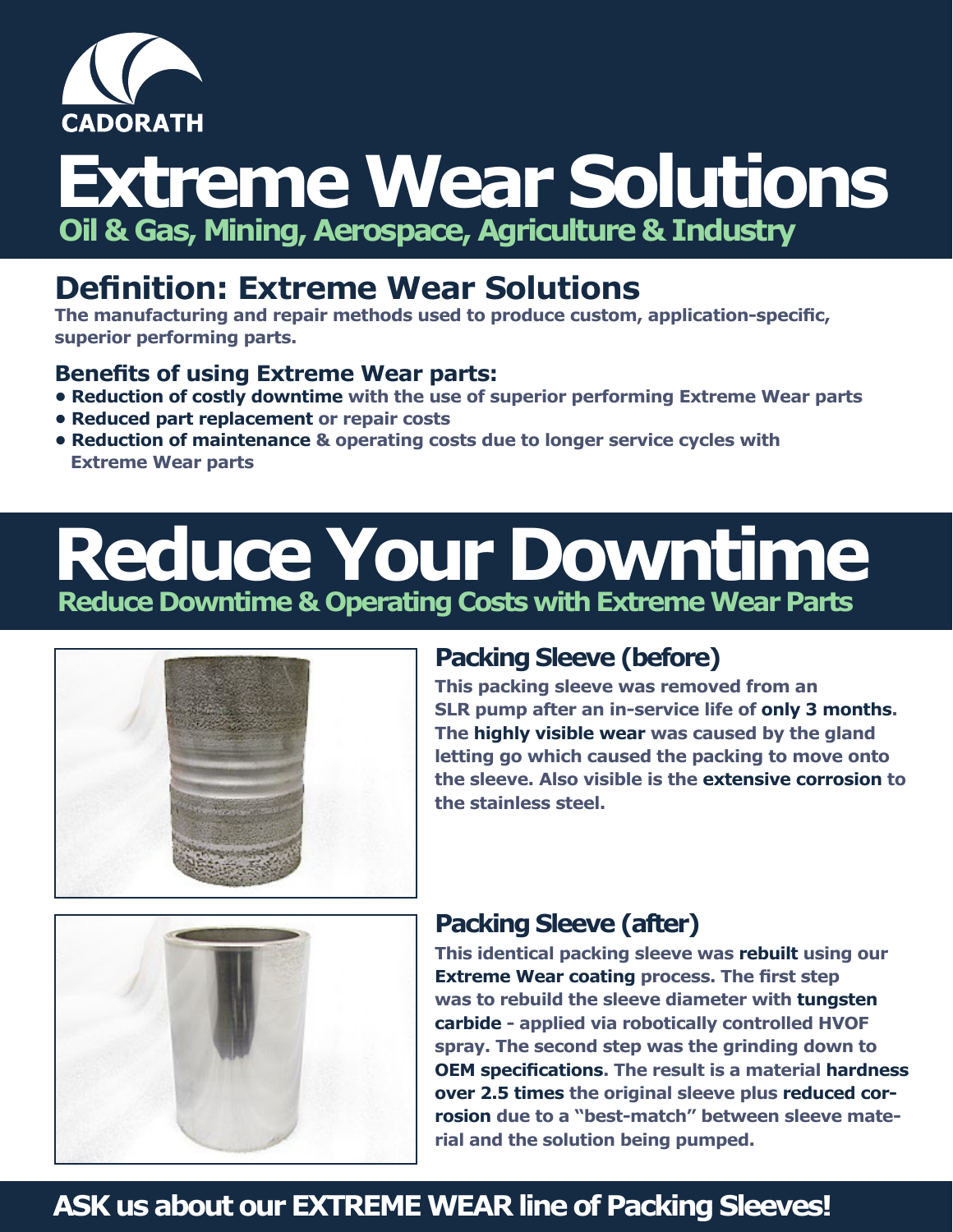CADORATH

# Extreme Wear Solutions

**Oil & Gas, Mining, Aerospace, Agriculture & Industry**

## Definition: Extreme Wear Solutions

The manufacturing and repair methods used to produce custom, application-specific, superior performing parts.

### Benefits of using Extreme Wear parts:

- **Reduction of costly downtime** with the use of superior performing Extreme Wear parts
- **Reduced part replacement** or repair costs
- **Reduction of maintenance** & operating costs due to longer service cycles with Extreme Wear parts

# Reduce Your Downtime

**Reduce Downtime & Operating Costs with Extreme Wear Parts**

### Packing Sleeve (before)

This packing sleeve was removed from an SLR pump after an in-service life of **only 3 months**. The **highly visible wear** was caused by the gland letting go which caused the packing to move onto the sleeve. Also visible is the **extensive corrosion** to the stainless steel.

### Packing Sleeve (after)

This identical packing sleeve was **rebuilt** using our **Extreme Wear coating** process. The first step was to rebuild the sleeve diameter with **tungsten carbide** - applied via robotically controlled HVOF spray. The second step was the grinding down to **OEM specifications**. The result is a material **hardness over 2.5 times** the original sleeve plus **reduced corrosion** due to a "best-match" between sleeve material and the solution being pumped.

## ASK us about our EXTREME WEAR line of Packing Sleeves!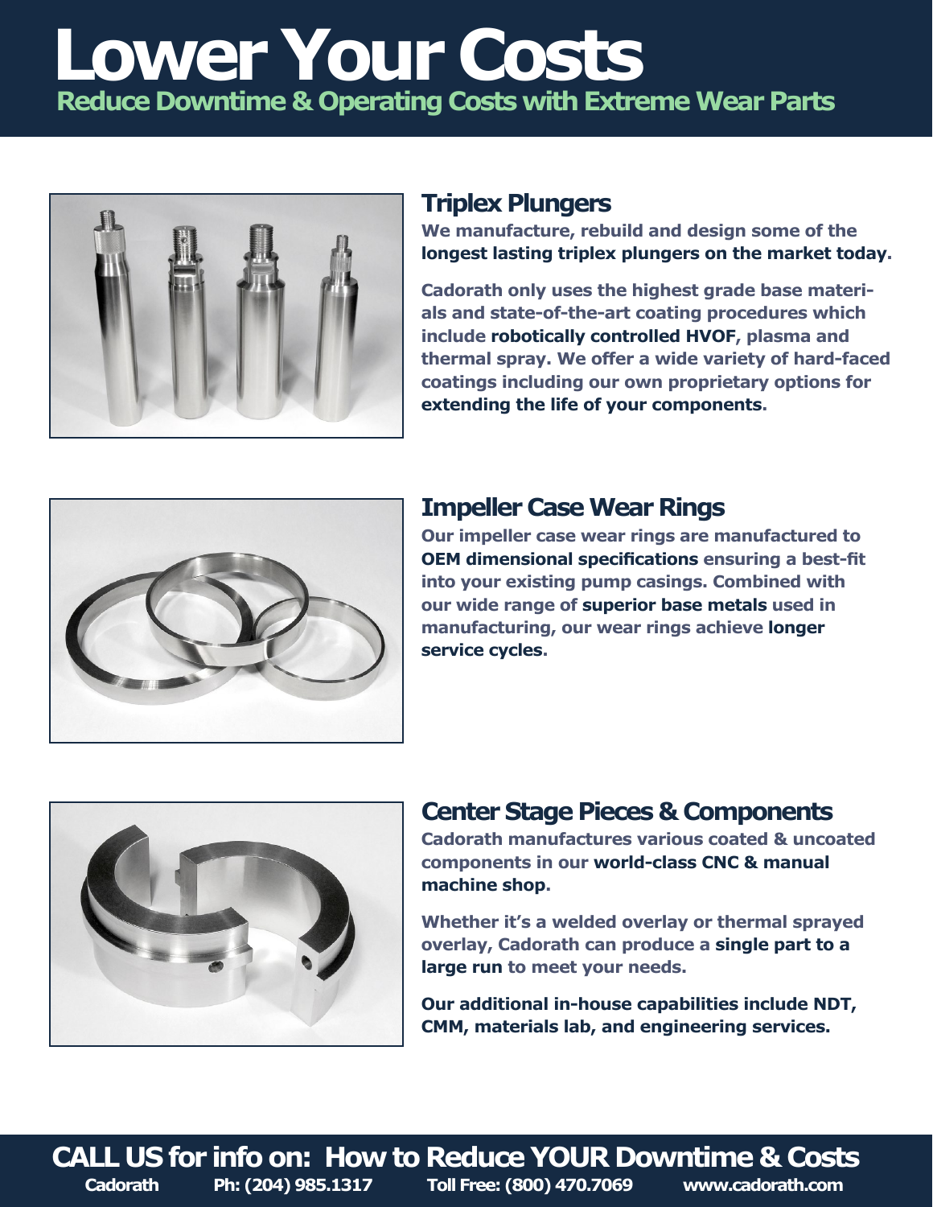# Lower Your Costs

## Reduce Downtime & Operating Costs with Extreme Wear Parts

### Triplex Plungers

We manufacture, rebuild and design some of the **longest lasting triplex plungers on the market today**.

Cadorath only uses the highest grade base materials and state-of-the-art coating procedures which include **robotically controlled HVOF**, plasma and thermal spray. We offer a wide variety of hard-faced coatings including our own proprietary options for **extending the life of your components**.

### Impeller Case Wear Rings

Our impeller case wear rings are manufactured to **OEM dimensional specifications** ensuring a best-fit into your existing pump casings. Combined with our wide range of **superior base metals** used in manufacturing, our wear rings achieve **longer service cycles**.

### Center Stage Pieces & Components

Cadorath manufactures various coated & uncoated components in our **world-class CNC & manual machine shop**.

Whether it's a welded overlay or thermal sprayed overlay, Cadorath can produce a **single part to a large run** to meet your needs.

**Our additional in-house capabilities include NDT, CMM, materials lab, and engineering services.**

## CALL US for info on: How to Reduce YOUR Downtime & Costs

**Cadorath** **Ph: (204) 985.1317** **Toll Free: (800) 470.7069** **www.cadorath.com**